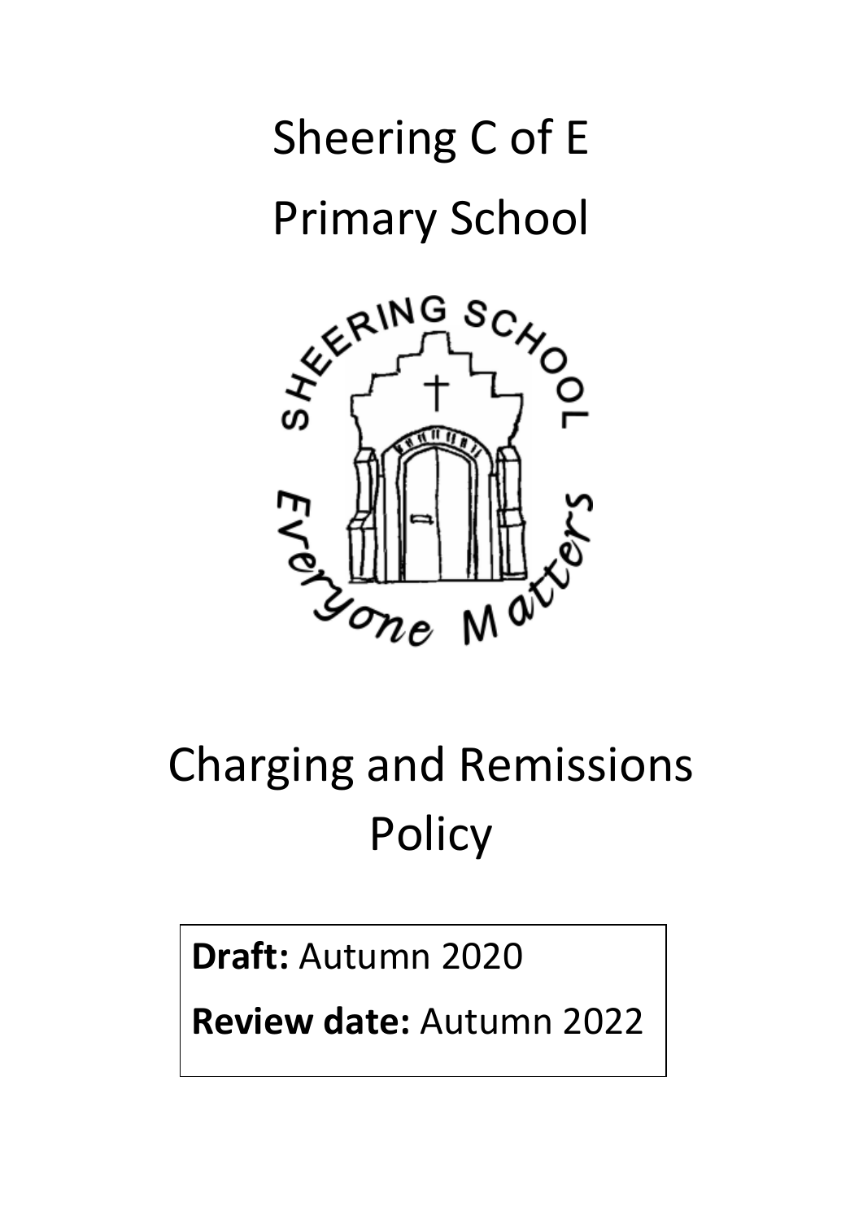# Sheering C of E Primary School

# Charging and Remissions Policy

**Draft:** Autumn 2020

**Review date:** Autumn 2022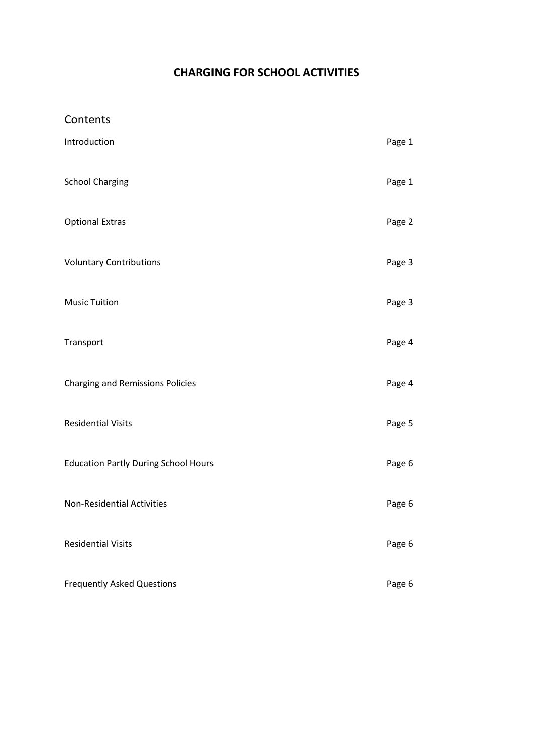# CHARGING FOR SCHOOL ACTIVITIES

## Contents

| | |
|---|---|
| Introduction | Page 1 |
| School Charging | Page 1 |
| Optional Extras | Page 2 |
| Voluntary Contributions | Page 3 |
| Music Tuition | Page 3 |
| Transport | Page 4 |
| Charging and Remissions Policies | Page 4 |
| Residential Visits | Page 5 |
| Education Partly During School Hours | Page 6 |
| Non-Residential Activities | Page 6 |
| Residential Visits | Page 6 |
| Frequently Asked Questions | Page 6 |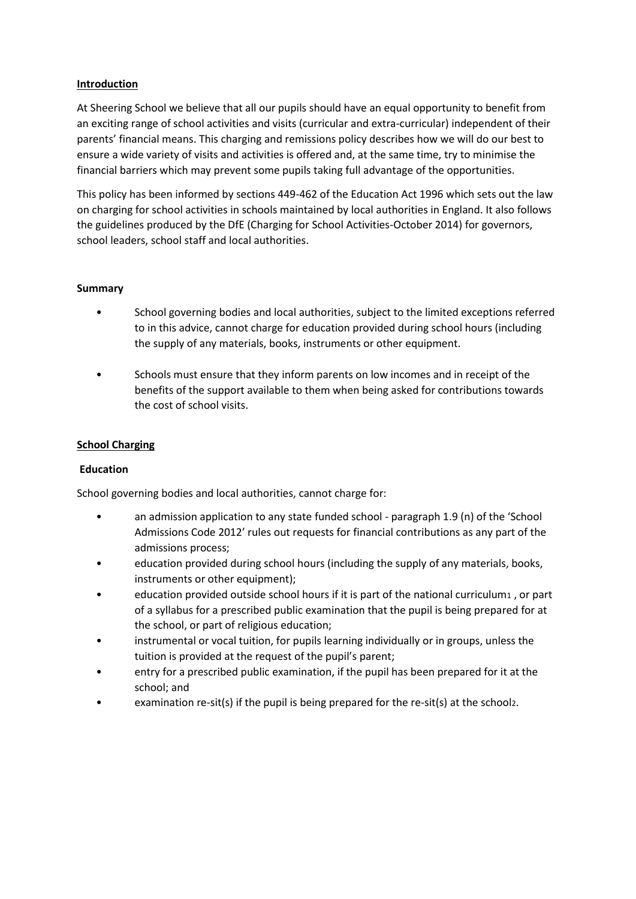## Introduction

At Sheering School we believe that all our pupils should have an equal opportunity to benefit from an exciting range of school activities and visits (curricular and extra-curricular) independent of their parents' financial means. This charging and remissions policy describes how we will do our best to ensure a wide variety of visits and activities is offered and, at the same time, try to minimise the financial barriers which may prevent some pupils taking full advantage of the opportunities.

This policy has been informed by sections 449-462 of the Education Act 1996 which sets out the law on charging for school activities in schools maintained by local authorities in England. It also follows the guidelines produced by the DfE (Charging for School Activities-October 2014) for governors, school leaders, school staff and local authorities.

### Summary

- School governing bodies and local authorities, subject to the limited exceptions referred to in this advice, cannot charge for education provided during school hours (including the supply of any materials, books, instruments or other equipment.
- Schools must ensure that they inform parents on low incomes and in receipt of the benefits of the support available to them when being asked for contributions towards the cost of school visits.

## School Charging

### Education

School governing bodies and local authorities, cannot charge for:

- an admission application to any state funded school - paragraph 1.9 (n) of the 'School Admissions Code 2012' rules out requests for financial contributions as any part of the admissions process;
- education provided during school hours (including the supply of any materials, books, instruments or other equipment);
- education provided outside school hours if it is part of the national curriculum[1], or part of a syllabus for a prescribed public examination that the pupil is being prepared for at the school, or part of religious education;
- instrumental or vocal tuition, for pupils learning individually or in groups, unless the tuition is provided at the request of the pupil's parent;
- entry for a prescribed public examination, if the pupil has been prepared for it at the school; and
- examination re-sit(s) if the pupil is being prepared for the re-sit(s) at the school[2].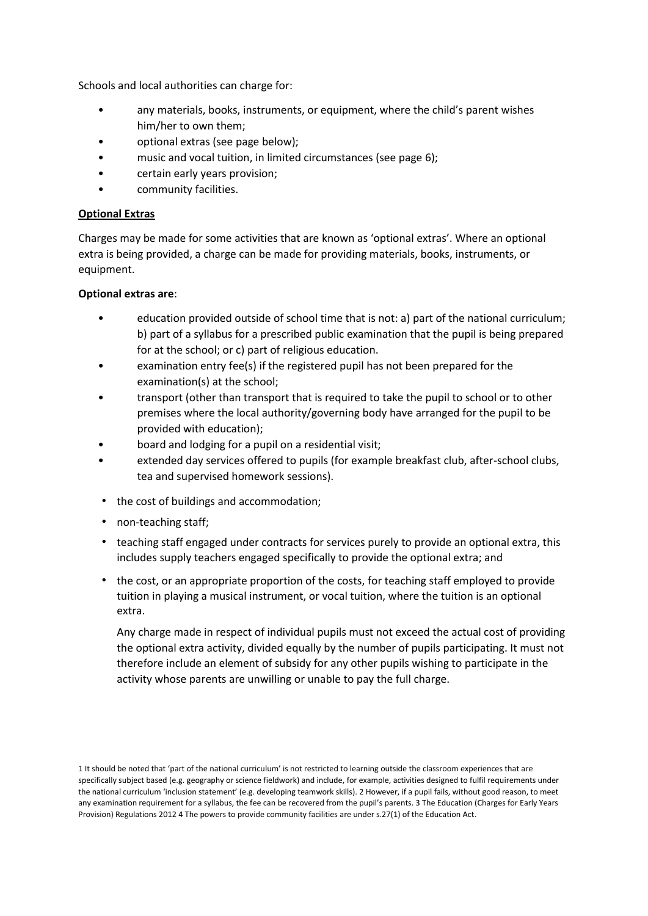Schools and local authorities can charge for:

- any materials, books, instruments, or equipment, where the child's parent wishes him/her to own them;
- optional extras (see page below);
- music and vocal tuition, in limited circumstances (see page 6);
- certain early years provision;
- community facilities.

**Optional Extras**

Charges may be made for some activities that are known as 'optional extras'. Where an optional extra is being provided, a charge can be made for providing materials, books, instruments, or equipment.

**Optional extras are**:

- education provided outside of school time that is not: a) part of the national curriculum; b) part of a syllabus for a prescribed public examination that the pupil is being prepared for at the school; or c) part of religious education.
- examination entry fee(s) if the registered pupil has not been prepared for the examination(s) at the school;
- transport (other than transport that is required to take the pupil to school or to other premises where the local authority/governing body have arranged for the pupil to be provided with education);
- board and lodging for a pupil on a residential visit;
- extended day services offered to pupils (for example breakfast club, after-school clubs, tea and supervised homework sessions).

- the cost of buildings and accommodation;
- non-teaching staff;
- teaching staff engaged under contracts for services purely to provide an optional extra, this includes supply teachers engaged specifically to provide the optional extra; and
- the cost, or an appropriate proportion of the costs, for teaching staff employed to provide tuition in playing a musical instrument, or vocal tuition, where the tuition is an optional extra.

  Any charge made in respect of individual pupils must not exceed the actual cost of providing the optional extra activity, divided equally by the number of pupils participating. It must not therefore include an element of subsidy for any other pupils wishing to participate in the activity whose parents are unwilling or unable to pay the full charge.

1 It should be noted that 'part of the national curriculum' is not restricted to learning outside the classroom experiences that are specifically subject based (e.g. geography or science fieldwork) and include, for example, activities designed to fulfil requirements under the national curriculum 'inclusion statement' (e.g. developing teamwork skills). 2 However, if a pupil fails, without good reason, to meet any examination requirement for a syllabus, the fee can be recovered from the pupil's parents. 3 The Education (Charges for Early Years Provision) Regulations 2012 4 The powers to provide community facilities are under s.27(1) of the Education Act.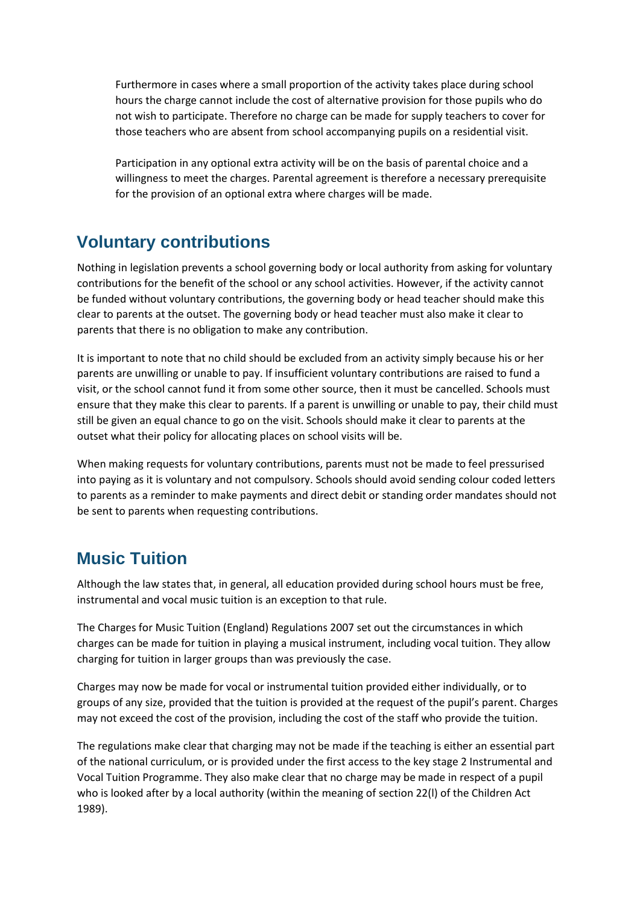Furthermore in cases where a small proportion of the activity takes place during school hours the charge cannot include the cost of alternative provision for those pupils who do not wish to participate. Therefore no charge can be made for supply teachers to cover for those teachers who are absent from school accompanying pupils on a residential visit.

Participation in any optional extra activity will be on the basis of parental choice and a willingness to meet the charges. Parental agreement is therefore a necessary prerequisite for the provision of an optional extra where charges will be made.

## Voluntary contributions

Nothing in legislation prevents a school governing body or local authority from asking for voluntary contributions for the benefit of the school or any school activities. However, if the activity cannot be funded without voluntary contributions, the governing body or head teacher should make this clear to parents at the outset. The governing body or head teacher must also make it clear to parents that there is no obligation to make any contribution.

It is important to note that no child should be excluded from an activity simply because his or her parents are unwilling or unable to pay. If insufficient voluntary contributions are raised to fund a visit, or the school cannot fund it from some other source, then it must be cancelled. Schools must ensure that they make this clear to parents. If a parent is unwilling or unable to pay, their child must still be given an equal chance to go on the visit. Schools should make it clear to parents at the outset what their policy for allocating places on school visits will be.

When making requests for voluntary contributions, parents must not be made to feel pressurised into paying as it is voluntary and not compulsory. Schools should avoid sending colour coded letters to parents as a reminder to make payments and direct debit or standing order mandates should not be sent to parents when requesting contributions.

## Music Tuition

Although the law states that, in general, all education provided during school hours must be free, instrumental and vocal music tuition is an exception to that rule.

The Charges for Music Tuition (England) Regulations 2007 set out the circumstances in which charges can be made for tuition in playing a musical instrument, including vocal tuition. They allow charging for tuition in larger groups than was previously the case.

Charges may now be made for vocal or instrumental tuition provided either individually, or to groups of any size, provided that the tuition is provided at the request of the pupil's parent. Charges may not exceed the cost of the provision, including the cost of the staff who provide the tuition.

The regulations make clear that charging may not be made if the teaching is either an essential part of the national curriculum, or is provided under the first access to the key stage 2 Instrumental and Vocal Tuition Programme. They also make clear that no charge may be made in respect of a pupil who is looked after by a local authority (within the meaning of section 22(l) of the Children Act 1989).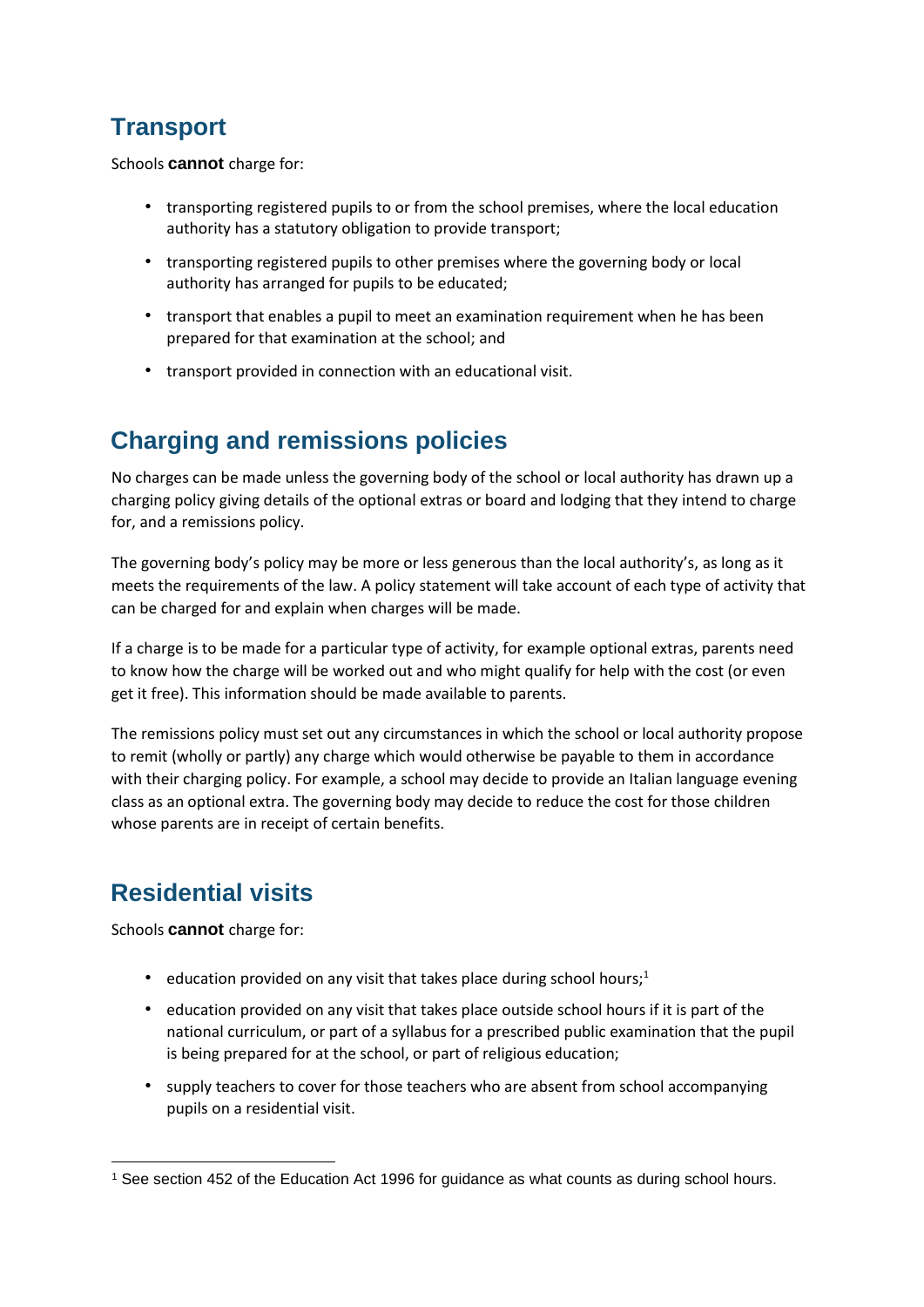## Transport

Schools **cannot** charge for:

- transporting registered pupils to or from the school premises, where the local education authority has a statutory obligation to provide transport;
- transporting registered pupils to other premises where the governing body or local authority has arranged for pupils to be educated;
- transport that enables a pupil to meet an examination requirement when he has been prepared for that examination at the school; and
- transport provided in connection with an educational visit.

## Charging and remissions policies

No charges can be made unless the governing body of the school or local authority has drawn up a charging policy giving details of the optional extras or board and lodging that they intend to charge for, and a remissions policy.

The governing body's policy may be more or less generous than the local authority's, as long as it meets the requirements of the law. A policy statement will take account of each type of activity that can be charged for and explain when charges will be made.

If a charge is to be made for a particular type of activity, for example optional extras, parents need to know how the charge will be worked out and who might qualify for help with the cost (or even get it free). This information should be made available to parents.

The remissions policy must set out any circumstances in which the school or local authority propose to remit (wholly or partly) any charge which would otherwise be payable to them in accordance with their charging policy. For example, a school may decide to provide an Italian language evening class as an optional extra. The governing body may decide to reduce the cost for those children whose parents are in receipt of certain benefits.

## Residential visits

Schools **cannot** charge for:

- education provided on any visit that takes place during school hours;[1]
- education provided on any visit that takes place outside school hours if it is part of the national curriculum, or part of a syllabus for a prescribed public examination that the pupil is being prepared for at the school, or part of religious education;
- supply teachers to cover for those teachers who are absent from school accompanying pupils on a residential visit.

---

[1] See section 452 of the Education Act 1996 for guidance as what counts as during school hours.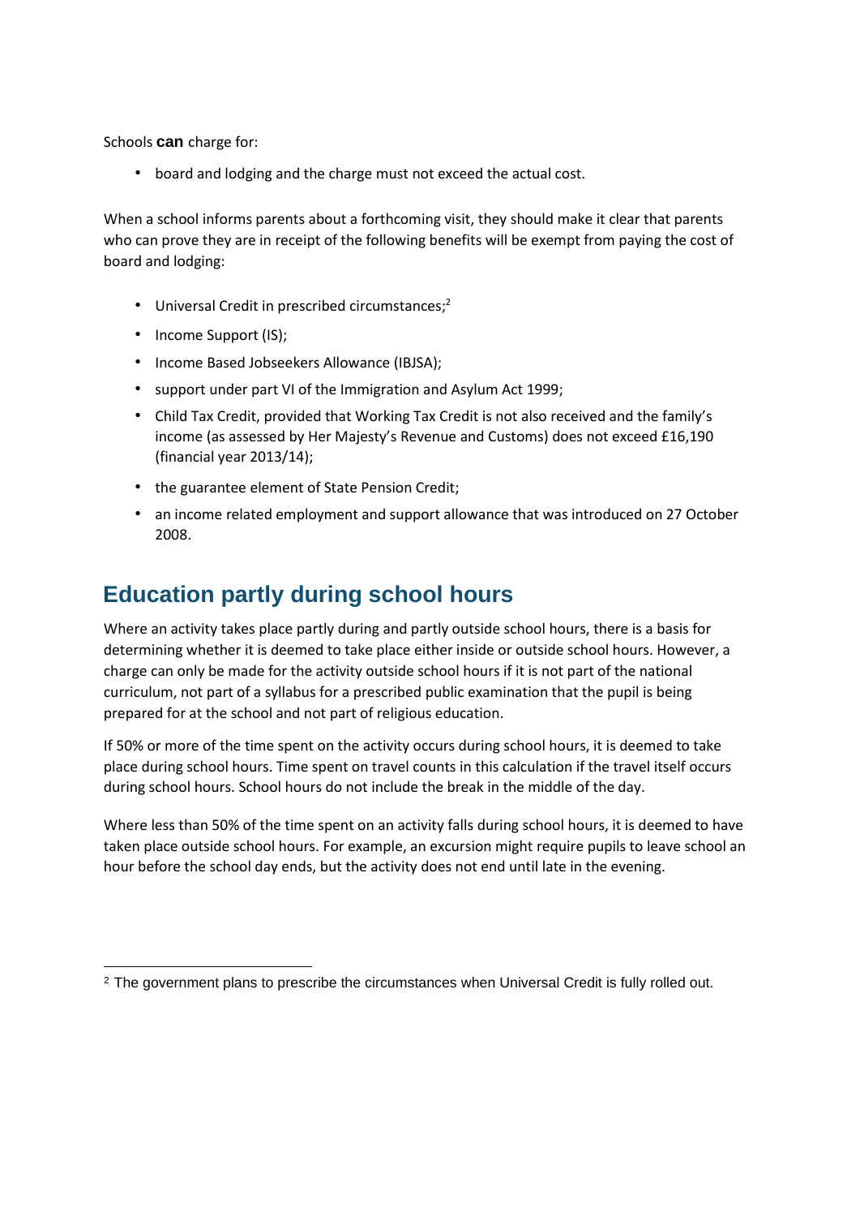Schools **can** charge for:

- board and lodging and the charge must not exceed the actual cost.

When a school informs parents about a forthcoming visit, they should make it clear that parents who can prove they are in receipt of the following benefits will be exempt from paying the cost of board and lodging:

- Universal Credit in prescribed circumstances;[2]
- Income Support (IS);
- Income Based Jobseekers Allowance (IBJSA);
- support under part VI of the Immigration and Asylum Act 1999;
- Child Tax Credit, provided that Working Tax Credit is not also received and the family's income (as assessed by Her Majesty's Revenue and Customs) does not exceed £16,190 (financial year 2013/14);
- the guarantee element of State Pension Credit;
- an income related employment and support allowance that was introduced on 27 October 2008.

## Education partly during school hours

Where an activity takes place partly during and partly outside school hours, there is a basis for determining whether it is deemed to take place either inside or outside school hours. However, a charge can only be made for the activity outside school hours if it is not part of the national curriculum, not part of a syllabus for a prescribed public examination that the pupil is being prepared for at the school and not part of religious education.

If 50% or more of the time spent on the activity occurs during school hours, it is deemed to take place during school hours. Time spent on travel counts in this calculation if the travel itself occurs during school hours. School hours do not include the break in the middle of the day.

Where less than 50% of the time spent on an activity falls during school hours, it is deemed to have taken place outside school hours. For example, an excursion might require pupils to leave school an hour before the school day ends, but the activity does not end until late in the evening.

[2] The government plans to prescribe the circumstances when Universal Credit is fully rolled out.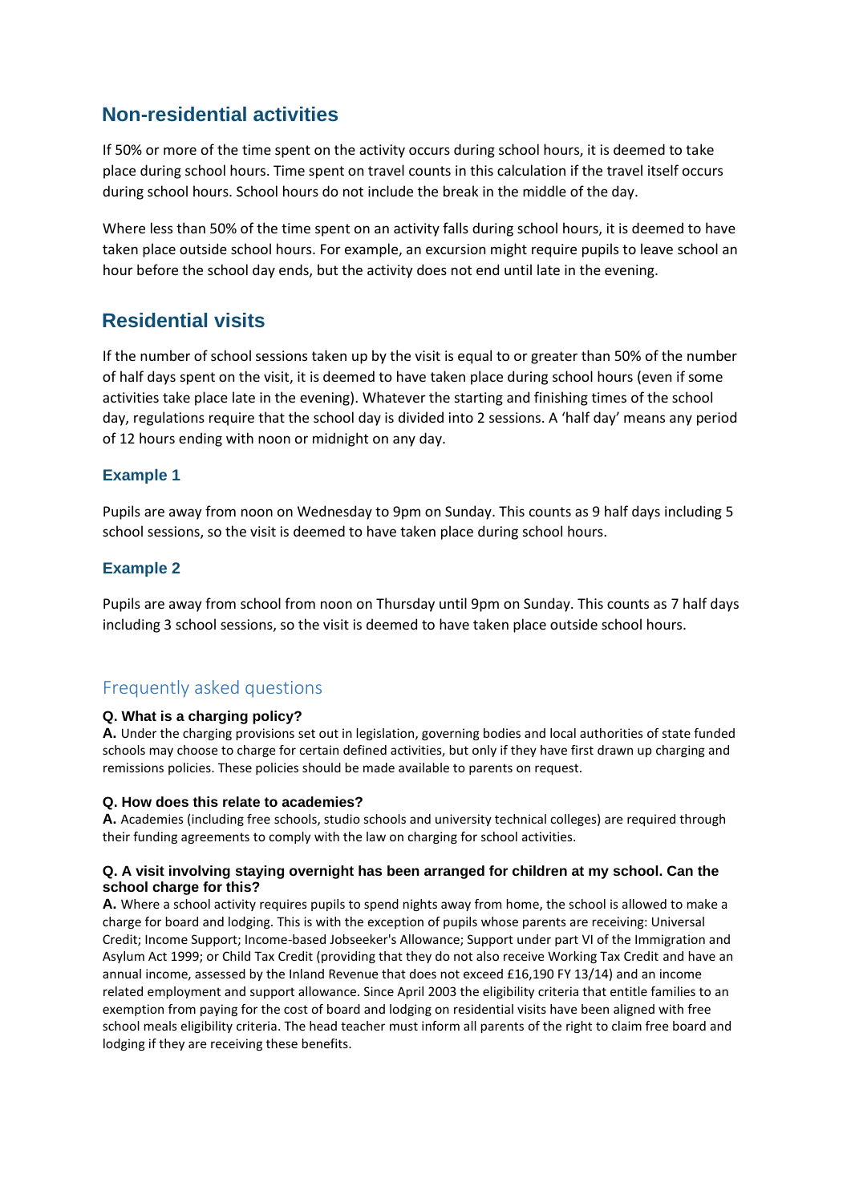## Non-residential activities

If 50% or more of the time spent on the activity occurs during school hours, it is deemed to take place during school hours. Time spent on travel counts in this calculation if the travel itself occurs during school hours. School hours do not include the break in the middle of the day.

Where less than 50% of the time spent on an activity falls during school hours, it is deemed to have taken place outside school hours. For example, an excursion might require pupils to leave school an hour before the school day ends, but the activity does not end until late in the evening.

## Residential visits

If the number of school sessions taken up by the visit is equal to or greater than 50% of the number of half days spent on the visit, it is deemed to have taken place during school hours (even if some activities take place late in the evening). Whatever the starting and finishing times of the school day, regulations require that the school day is divided into 2 sessions. A 'half day' means any period of 12 hours ending with noon or midnight on any day.

### Example 1

Pupils are away from noon on Wednesday to 9pm on Sunday. This counts as 9 half days including 5 school sessions, so the visit is deemed to have taken place during school hours.

### Example 2

Pupils are away from school from noon on Thursday until 9pm on Sunday. This counts as 7 half days including 3 school sessions, so the visit is deemed to have taken place outside school hours.

## Frequently asked questions

**Q. What is a charging policy?**

**A.** Under the charging provisions set out in legislation, governing bodies and local authorities of state funded schools may choose to charge for certain defined activities, but only if they have first drawn up charging and remissions policies. These policies should be made available to parents on request.

**Q. How does this relate to academies?**

**A.** Academies (including free schools, studio schools and university technical colleges) are required through their funding agreements to comply with the law on charging for school activities.

**Q. A visit involving staying overnight has been arranged for children at my school. Can the school charge for this?**

**A.** Where a school activity requires pupils to spend nights away from home, the school is allowed to make a charge for board and lodging. This is with the exception of pupils whose parents are receiving: Universal Credit; Income Support; Income-based Jobseeker's Allowance; Support under part VI of the Immigration and Asylum Act 1999; or Child Tax Credit (providing that they do not also receive Working Tax Credit and have an annual income, assessed by the Inland Revenue that does not exceed £16,190 FY 13/14) and an income related employment and support allowance. Since April 2003 the eligibility criteria that entitle families to an exemption from paying for the cost of board and lodging on residential visits have been aligned with free school meals eligibility criteria. The head teacher must inform all parents of the right to claim free board and lodging if they are receiving these benefits.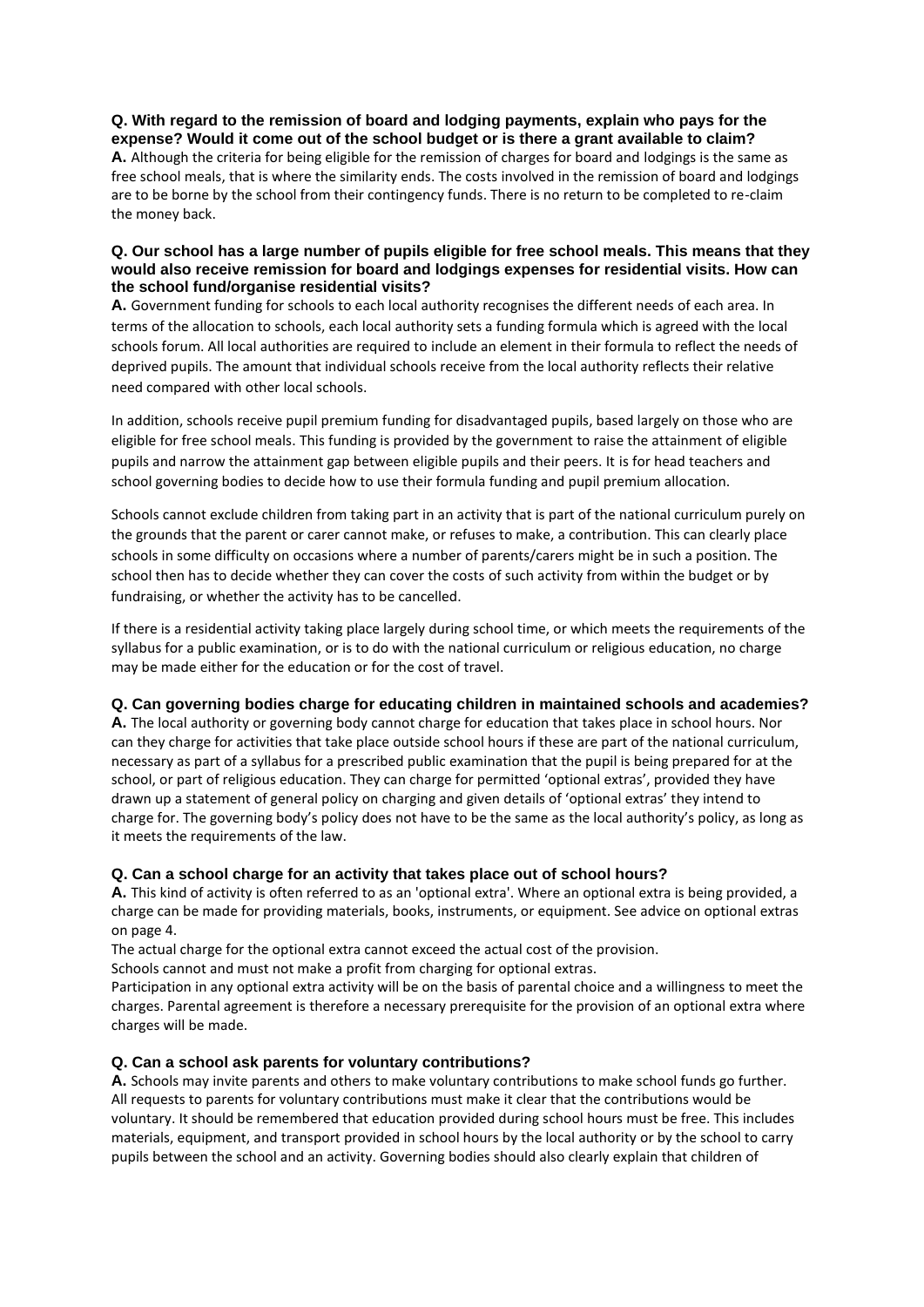**Q. With regard to the remission of board and lodging payments, explain who pays for the expense? Would it come out of the school budget or is there a grant available to claim?**

**A.** Although the criteria for being eligible for the remission of charges for board and lodgings is the same as free school meals, that is where the similarity ends. The costs involved in the remission of board and lodgings are to be borne by the school from their contingency funds. There is no return to be completed to re-claim the money back.

**Q. Our school has a large number of pupils eligible for free school meals. This means that they would also receive remission for board and lodgings expenses for residential visits. How can the school fund/organise residential visits?**

**A.** Government funding for schools to each local authority recognises the different needs of each area. In terms of the allocation to schools, each local authority sets a funding formula which is agreed with the local schools forum. All local authorities are required to include an element in their formula to reflect the needs of deprived pupils. The amount that individual schools receive from the local authority reflects their relative need compared with other local schools.

In addition, schools receive pupil premium funding for disadvantaged pupils, based largely on those who are eligible for free school meals. This funding is provided by the government to raise the attainment of eligible pupils and narrow the attainment gap between eligible pupils and their peers. It is for head teachers and school governing bodies to decide how to use their formula funding and pupil premium allocation.

Schools cannot exclude children from taking part in an activity that is part of the national curriculum purely on the grounds that the parent or carer cannot make, or refuses to make, a contribution. This can clearly place schools in some difficulty on occasions where a number of parents/carers might be in such a position. The school then has to decide whether they can cover the costs of such activity from within the budget or by fundraising, or whether the activity has to be cancelled.

If there is a residential activity taking place largely during school time, or which meets the requirements of the syllabus for a public examination, or is to do with the national curriculum or religious education, no charge may be made either for the education or for the cost of travel.

**Q. Can governing bodies charge for educating children in maintained schools and academies?**

**A.** The local authority or governing body cannot charge for education that takes place in school hours. Nor can they charge for activities that take place outside school hours if these are part of the national curriculum, necessary as part of a syllabus for a prescribed public examination that the pupil is being prepared for at the school, or part of religious education. They can charge for permitted 'optional extras', provided they have drawn up a statement of general policy on charging and given details of 'optional extras' they intend to charge for. The governing body's policy does not have to be the same as the local authority's policy, as long as it meets the requirements of the law.

**Q. Can a school charge for an activity that takes place out of school hours?**

**A.** This kind of activity is often referred to as an 'optional extra'. Where an optional extra is being provided, a charge can be made for providing materials, books, instruments, or equipment. See advice on optional extras on page 4.

The actual charge for the optional extra cannot exceed the actual cost of the provision.

Schools cannot and must not make a profit from charging for optional extras.

Participation in any optional extra activity will be on the basis of parental choice and a willingness to meet the charges. Parental agreement is therefore a necessary prerequisite for the provision of an optional extra where charges will be made.

**Q. Can a school ask parents for voluntary contributions?**

**A.** Schools may invite parents and others to make voluntary contributions to make school funds go further. All requests to parents for voluntary contributions must make it clear that the contributions would be voluntary. It should be remembered that education provided during school hours must be free. This includes materials, equipment, and transport provided in school hours by the local authority or by the school to carry pupils between the school and an activity. Governing bodies should also clearly explain that children of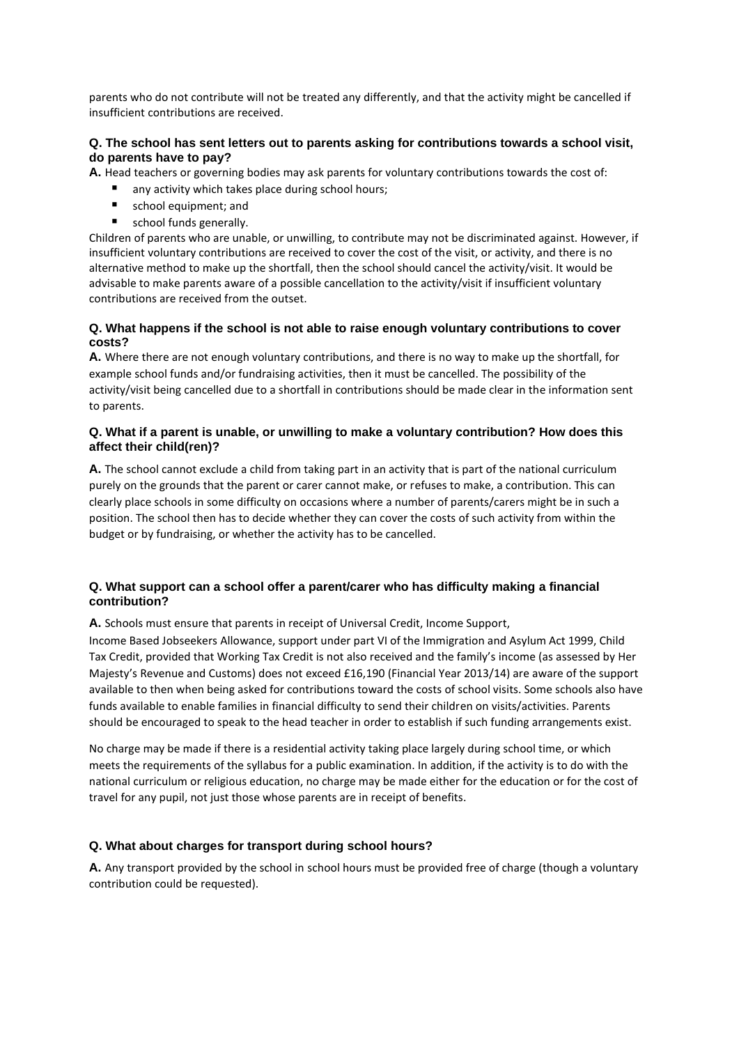parents who do not contribute will not be treated any differently, and that the activity might be cancelled if insufficient contributions are received.

**Q. The school has sent letters out to parents asking for contributions towards a school visit, do parents have to pay?**

**A.** Head teachers or governing bodies may ask parents for voluntary contributions towards the cost of:

- any activity which takes place during school hours;
- school equipment; and
- school funds generally.

Children of parents who are unable, or unwilling, to contribute may not be discriminated against. However, if insufficient voluntary contributions are received to cover the cost of the visit, or activity, and there is no alternative method to make up the shortfall, then the school should cancel the activity/visit. It would be advisable to make parents aware of a possible cancellation to the activity/visit if insufficient voluntary contributions are received from the outset.

**Q. What happens if the school is not able to raise enough voluntary contributions to cover costs?**

**A.** Where there are not enough voluntary contributions, and there is no way to make up the shortfall, for example school funds and/or fundraising activities, then it must be cancelled. The possibility of the activity/visit being cancelled due to a shortfall in contributions should be made clear in the information sent to parents.

**Q. What if a parent is unable, or unwilling to make a voluntary contribution? How does this affect their child(ren)?**

**A.** The school cannot exclude a child from taking part in an activity that is part of the national curriculum purely on the grounds that the parent or carer cannot make, or refuses to make, a contribution. This can clearly place schools in some difficulty on occasions where a number of parents/carers might be in such a position. The school then has to decide whether they can cover the costs of such activity from within the budget or by fundraising, or whether the activity has to be cancelled.

**Q. What support can a school offer a parent/carer who has difficulty making a financial contribution?**

**A.** Schools must ensure that parents in receipt of Universal Credit, Income Support, Income Based Jobseekers Allowance, support under part VI of the Immigration and Asylum Act 1999, Child Tax Credit, provided that Working Tax Credit is not also received and the family's income (as assessed by Her Majesty's Revenue and Customs) does not exceed £16,190 (Financial Year 2013/14) are aware of the support available to then when being asked for contributions toward the costs of school visits. Some schools also have funds available to enable families in financial difficulty to send their children on visits/activities. Parents should be encouraged to speak to the head teacher in order to establish if such funding arrangements exist.

No charge may be made if there is a residential activity taking place largely during school time, or which meets the requirements of the syllabus for a public examination. In addition, if the activity is to do with the national curriculum or religious education, no charge may be made either for the education or for the cost of travel for any pupil, not just those whose parents are in receipt of benefits.

**Q. What about charges for transport during school hours?**

**A.** Any transport provided by the school in school hours must be provided free of charge (though a voluntary contribution could be requested).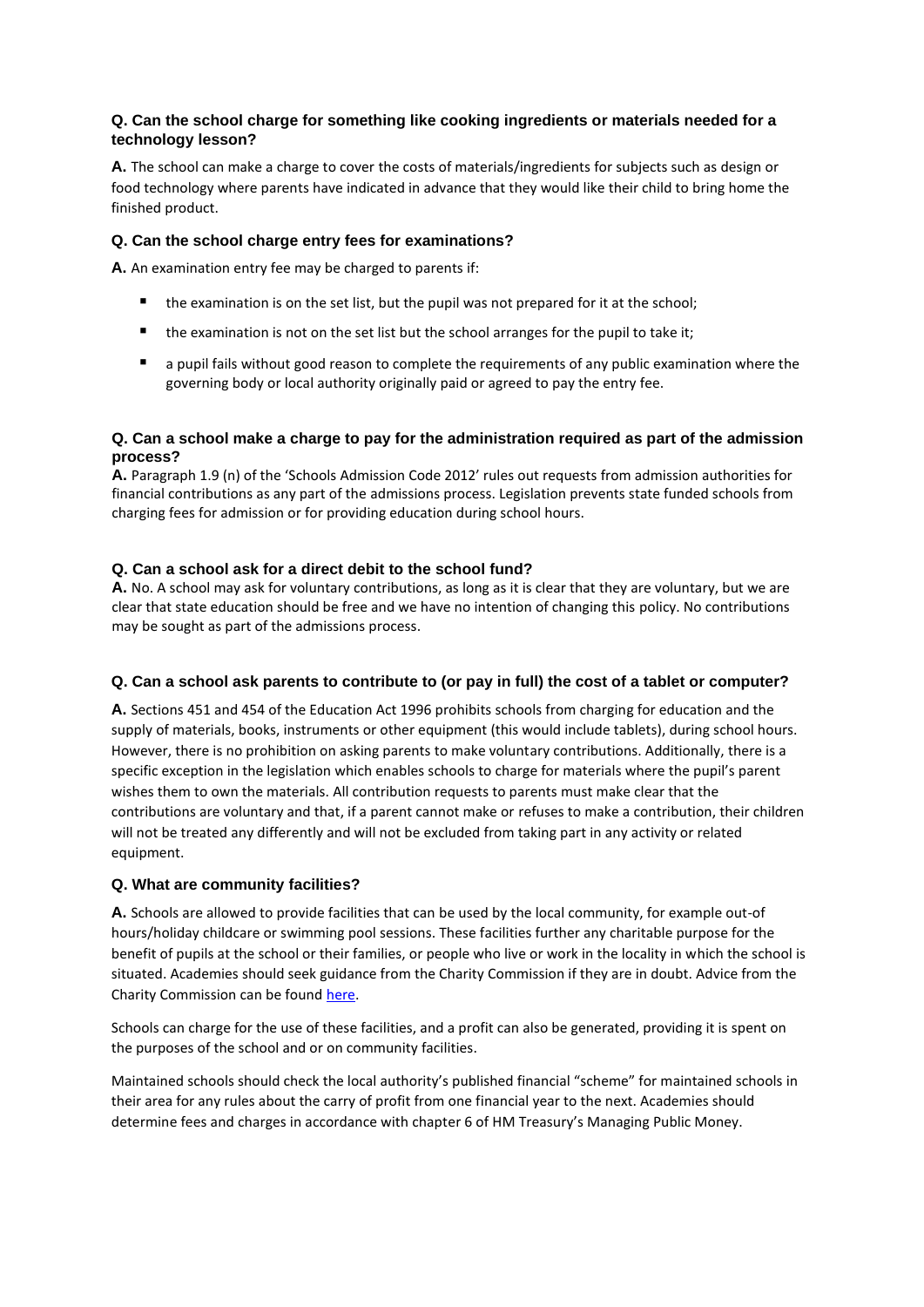**Q. Can the school charge for something like cooking ingredients or materials needed for a technology lesson?**

**A.** The school can make a charge to cover the costs of materials/ingredients for subjects such as design or food technology where parents have indicated in advance that they would like their child to bring home the finished product.

**Q. Can the school charge entry fees for examinations?**

**A.** An examination entry fee may be charged to parents if:

- the examination is on the set list, but the pupil was not prepared for it at the school;
- the examination is not on the set list but the school arranges for the pupil to take it;
- a pupil fails without good reason to complete the requirements of any public examination where the governing body or local authority originally paid or agreed to pay the entry fee.

**Q. Can a school make a charge to pay for the administration required as part of the admission process?**

**A.** Paragraph 1.9 (n) of the 'Schools Admission Code 2012' rules out requests from admission authorities for financial contributions as any part of the admissions process. Legislation prevents state funded schools from charging fees for admission or for providing education during school hours.

**Q. Can a school ask for a direct debit to the school fund?**

**A.** No. A school may ask for voluntary contributions, as long as it is clear that they are voluntary, but we are clear that state education should be free and we have no intention of changing this policy. No contributions may be sought as part of the admissions process.

**Q. Can a school ask parents to contribute to (or pay in full) the cost of a tablet or computer?**

**A.** Sections 451 and 454 of the Education Act 1996 prohibits schools from charging for education and the supply of materials, books, instruments or other equipment (this would include tablets), during school hours. However, there is no prohibition on asking parents to make voluntary contributions. Additionally, there is a specific exception in the legislation which enables schools to charge for materials where the pupil's parent wishes them to own the materials. All contribution requests to parents must make clear that the contributions are voluntary and that, if a parent cannot make or refuses to make a contribution, their children will not be treated any differently and will not be excluded from taking part in any activity or related equipment.

**Q. What are community facilities?**

**A.** Schools are allowed to provide facilities that can be used by the local community, for example out-of hours/holiday childcare or swimming pool sessions. These facilities further any charitable purpose for the benefit of pupils at the school or their families, or people who live or work in the locality in which the school is situated. Academies should seek guidance from the Charity Commission if they are in doubt. Advice from the Charity Commission can be found here.

Schools can charge for the use of these facilities, and a profit can also be generated, providing it is spent on the purposes of the school and or on community facilities.

Maintained schools should check the local authority's published financial "scheme" for maintained schools in their area for any rules about the carry of profit from one financial year to the next. Academies should determine fees and charges in accordance with chapter 6 of HM Treasury's Managing Public Money.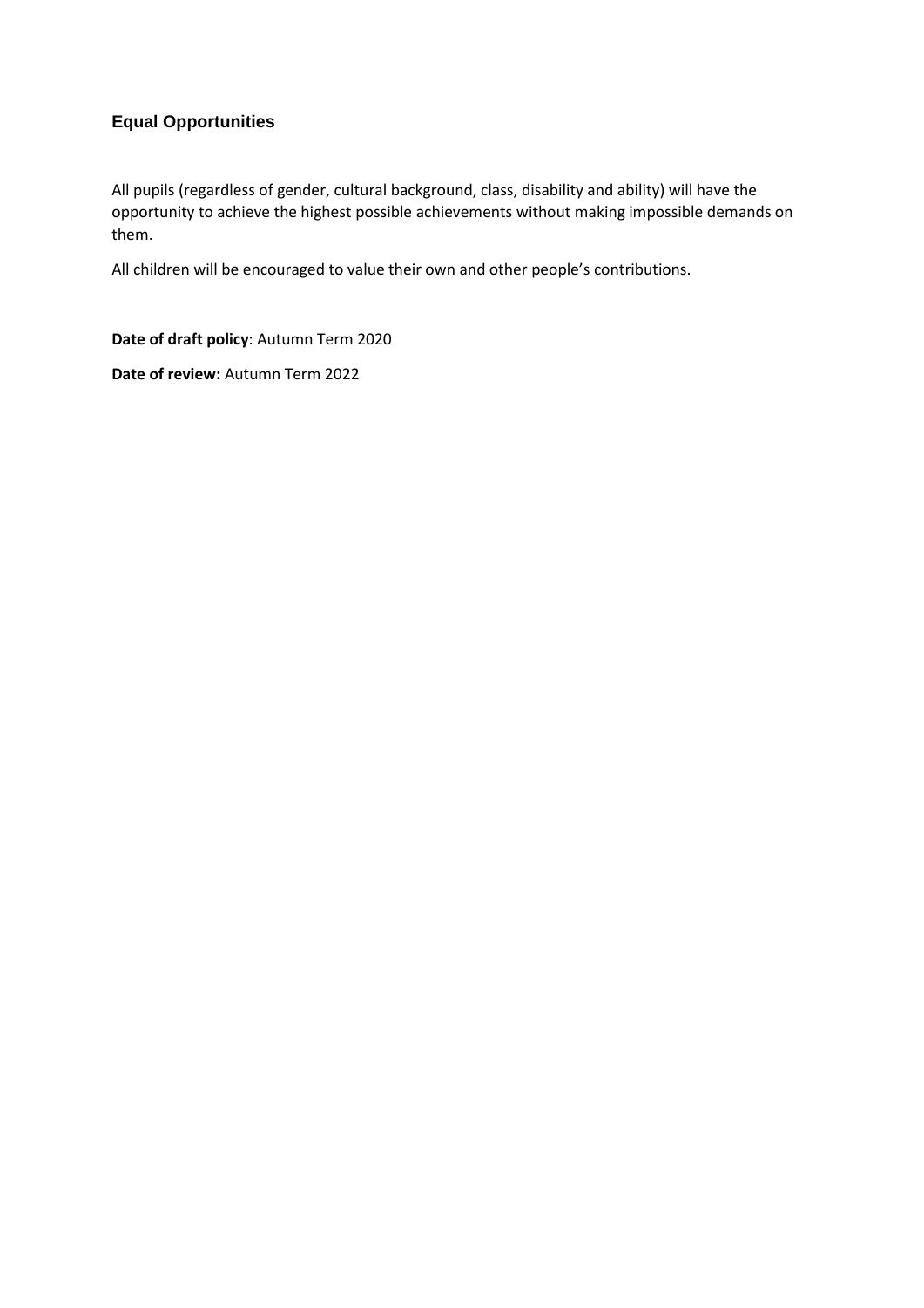### Equal Opportunities

All pupils (regardless of gender, cultural background, class, disability and ability) will have the opportunity to achieve the highest possible achievements without making impossible demands on them.

All children will be encouraged to value their own and other people's contributions.

**Date of draft policy**: Autumn Term 2020

**Date of review:** Autumn Term 2022